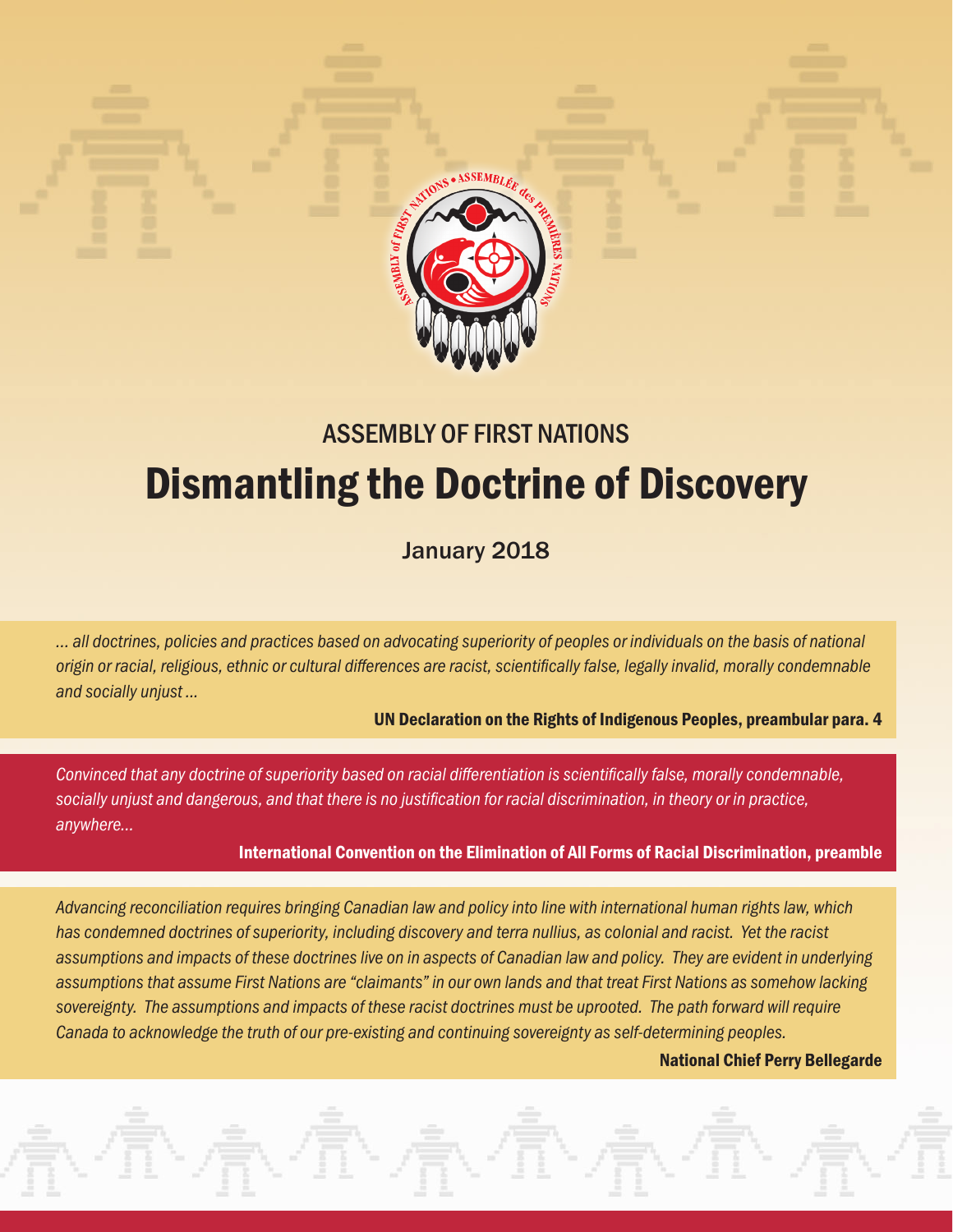ASSEMBLY OF FIRST NATIONS

# Dismantling the Doctrine of Discovery

January 2018

*… all doctrines, policies and practices based on advocating superiority of peoples or individuals on the basis of national origin or racial, religious, ethnic or cultural differences are racist, scientifically false, legally invalid, morally condemnable and socially unjust …*

**UN Declaration on the Rights of Indigenous Peoples, preambular para. 4**

*Convinced that any doctrine of superiority based on racial differentiation is scientifically false, morally condemnable, socially unjust and dangerous, and that there is no justification for racial discrimination, in theory or in practice, anywhere…*

**International Convention on the Elimination of All Forms of Racial Discrimination, preamble**

*Advancing reconciliation requires bringing Canadian law and policy into line with international human rights law, which has condemned doctrines of superiority, including discovery and terra nullius, as colonial and racist. Yet the racist assumptions and impacts of these doctrines live on in aspects of Canadian law and policy. They are evident in underlying assumptions that assume First Nations are "claimants" in our own lands and that treat First Nations as somehow lacking sovereignty. The assumptions and impacts of these racist doctrines must be uprooted. The path forward will require Canada to acknowledge the truth of our pre-existing and continuing sovereignty as self-determining peoples.*

**National Chief Perry Bellegarde**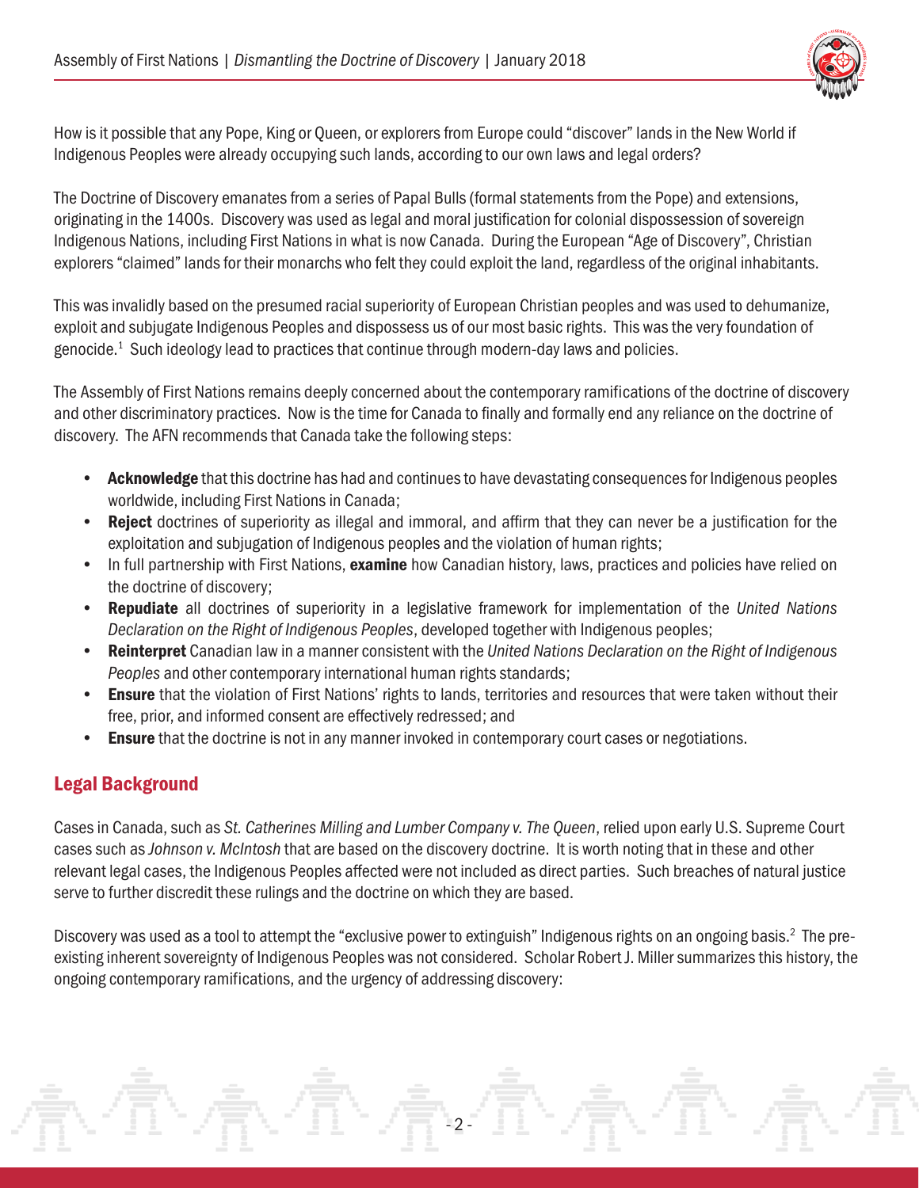How is it possible that any Pope, King or Queen, or explorers from Europe could "discover" lands in the New World if Indigenous Peoples were already occupying such lands, according to our own laws and legal orders?

The Doctrine of Discovery emanates from a series of Papal Bulls (formal statements from the Pope) and extensions, originating in the 1400s. Discovery was used as legal and moral justification for colonial dispossession of sovereign Indigenous Nations, including First Nations in what is now Canada. During the European "Age of Discovery", Christian explorers "claimed" lands for their monarchs who felt they could exploit the land, regardless of the original inhabitants.

This was invalidly based on the presumed racial superiority of European Christian peoples and was used to dehumanize, exploit and subjugate Indigenous Peoples and dispossess us of our most basic rights. This was the very foundation of genocide.[1] Such ideology lead to practices that continue through modern-day laws and policies.

The Assembly of First Nations remains deeply concerned about the contemporary ramifications of the doctrine of discovery and other discriminatory practices. Now is the time for Canada to finally and formally end any reliance on the doctrine of discovery. The AFN recommends that Canada take the following steps:

- **Acknowledge** that this doctrine has had and continues to have devastating consequences for Indigenous peoples worldwide, including First Nations in Canada;
- **Reject** doctrines of superiority as illegal and immoral, and affirm that they can never be a justification for the exploitation and subjugation of Indigenous peoples and the violation of human rights;
- In full partnership with First Nations, **examine** how Canadian history, laws, practices and policies have relied on the doctrine of discovery;
- **Repudiate** all doctrines of superiority in a legislative framework for implementation of the *United Nations Declaration on the Right of Indigenous Peoples*, developed together with Indigenous peoples;
- **Reinterpret** Canadian law in a manner consistent with the *United Nations Declaration on the Right of Indigenous Peoples* and other contemporary international human rights standards;
- **Ensure** that the violation of First Nations' rights to lands, territories and resources that were taken without their free, prior, and informed consent are effectively redressed; and
- **Ensure** that the doctrine is not in any manner invoked in contemporary court cases or negotiations.

## Legal Background

Cases in Canada, such as *St. Catherines Milling and Lumber Company v. The Queen*, relied upon early U.S. Supreme Court cases such as *Johnson v. McIntosh* that are based on the discovery doctrine. It is worth noting that in these and other relevant legal cases, the Indigenous Peoples affected were not included as direct parties. Such breaches of natural justice serve to further discredit these rulings and the doctrine on which they are based.

Discovery was used as a tool to attempt the "exclusive power to extinguish" Indigenous rights on an ongoing basis.[2] The pre-existing inherent sovereignty of Indigenous Peoples was not considered. Scholar Robert J. Miller summarizes this history, the ongoing contemporary ramifications, and the urgency of addressing discovery: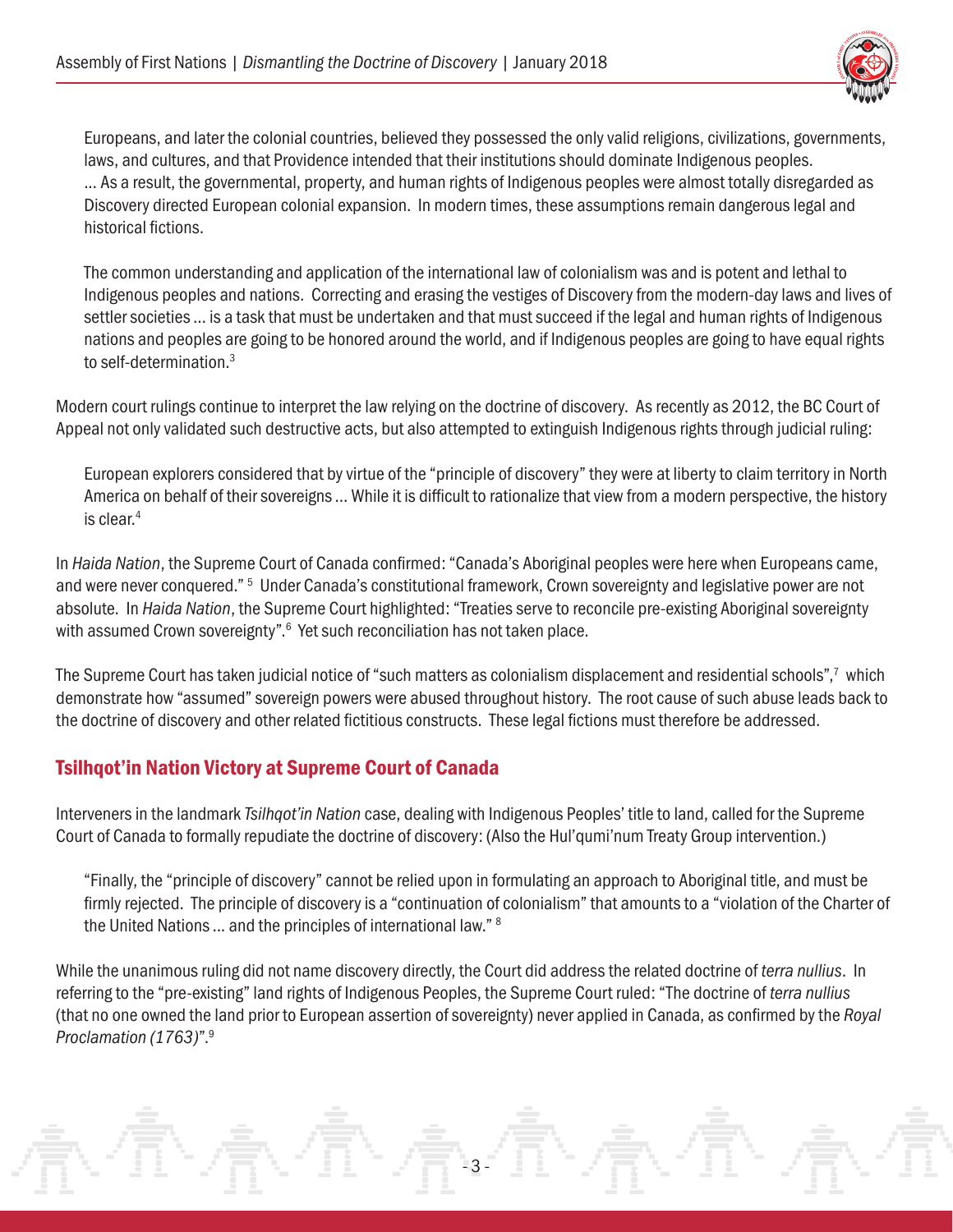> Europeans, and later the colonial countries, believed they possessed the only valid religions, civilizations, governments, laws, and cultures, and that Providence intended that their institutions should dominate Indigenous peoples. ... As a result, the governmental, property, and human rights of Indigenous peoples were almost totally disregarded as Discovery directed European colonial expansion. In modern times, these assumptions remain dangerous legal and historical fictions.
>
> The common understanding and application of the international law of colonialism was and is potent and lethal to Indigenous peoples and nations. Correcting and erasing the vestiges of Discovery from the modern-day laws and lives of settler societies ... is a task that must be undertaken and that must succeed if the legal and human rights of Indigenous nations and peoples are going to be honored around the world, and if Indigenous peoples are going to have equal rights to self-determination.[3]

Modern court rulings continue to interpret the law relying on the doctrine of discovery. As recently as 2012, the BC Court of Appeal not only validated such destructive acts, but also attempted to extinguish Indigenous rights through judicial ruling:

> European explorers considered that by virtue of the "principle of discovery" they were at liberty to claim territory in North America on behalf of their sovereigns ... While it is difficult to rationalize that view from a modern perspective, the history is clear.[4]

In *Haida Nation*, the Supreme Court of Canada confirmed: "Canada's Aboriginal peoples were here when Europeans came, and were never conquered."[5] Under Canada's constitutional framework, Crown sovereignty and legislative power are not absolute. In *Haida Nation*, the Supreme Court highlighted: "Treaties serve to reconcile pre-existing Aboriginal sovereignty with assumed Crown sovereignty".[6] Yet such reconciliation has not taken place.

The Supreme Court has taken judicial notice of "such matters as colonialism displacement and residential schools",[7] which demonstrate how "assumed" sovereign powers were abused throughout history. The root cause of such abuse leads back to the doctrine of discovery and other related fictitious constructs. These legal fictions must therefore be addressed.

## Tsilhqot'in Nation Victory at Supreme Court of Canada

Interveners in the landmark *Tsilhqot'in Nation* case, dealing with Indigenous Peoples' title to land, called for the Supreme Court of Canada to formally repudiate the doctrine of discovery: (Also the Hul'qumi'num Treaty Group intervention.)

> "Finally, the "principle of discovery" cannot be relied upon in formulating an approach to Aboriginal title, and must be firmly rejected. The principle of discovery is a "continuation of colonialism" that amounts to a "violation of the Charter of the United Nations ... and the principles of international law."[8]

While the unanimous ruling did not name discovery directly, the Court did address the related doctrine of *terra nullius*. In referring to the "pre-existing" land rights of Indigenous Peoples, the Supreme Court ruled: "The doctrine of *terra nullius* (that no one owned the land prior to European assertion of sovereignty) never applied in Canada, as confirmed by the *Royal Proclamation (1763)*".[9]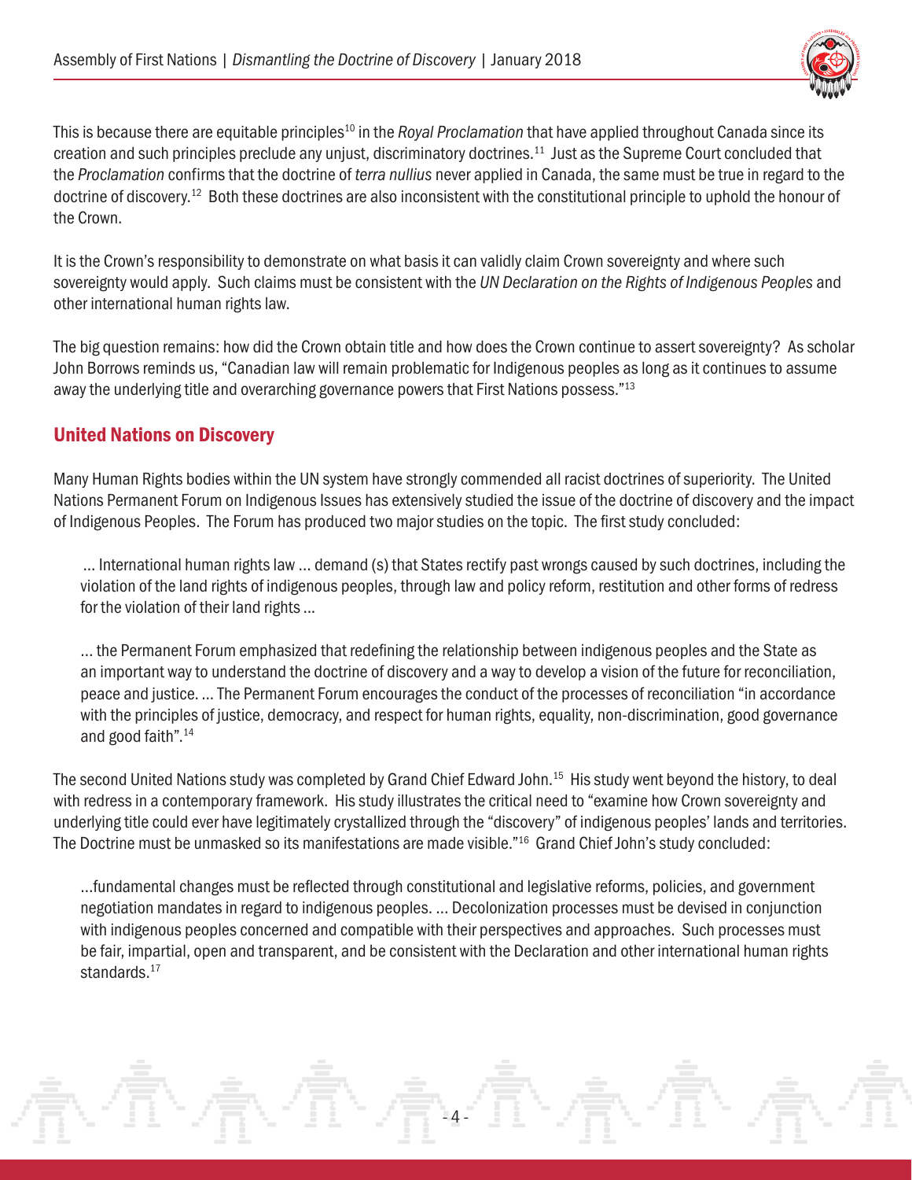This is because there are equitable principles[10] in the *Royal Proclamation* that have applied throughout Canada since its creation and such principles preclude any unjust, discriminatory doctrines.[11] Just as the Supreme Court concluded that the *Proclamation* confirms that the doctrine of *terra nullius* never applied in Canada, the same must be true in regard to the doctrine of discovery.[12] Both these doctrines are also inconsistent with the constitutional principle to uphold the honour of the Crown.

It is the Crown's responsibility to demonstrate on what basis it can validly claim Crown sovereignty and where such sovereignty would apply. Such claims must be consistent with the *UN Declaration on the Rights of Indigenous Peoples* and other international human rights law.

The big question remains: how did the Crown obtain title and how does the Crown continue to assert sovereignty? As scholar John Borrows reminds us, "Canadian law will remain problematic for Indigenous peoples as long as it continues to assume away the underlying title and overarching governance powers that First Nations possess."[13]

## United Nations on Discovery

Many Human Rights bodies within the UN system have strongly commended all racist doctrines of superiority. The United Nations Permanent Forum on Indigenous Issues has extensively studied the issue of the doctrine of discovery and the impact of Indigenous Peoples. The Forum has produced two major studies on the topic. The first study concluded:

> ... International human rights law ... demand (s) that States rectify past wrongs caused by such doctrines, including the violation of the land rights of indigenous peoples, through law and policy reform, restitution and other forms of redress for the violation of their land rights ...
>
> ... the Permanent Forum emphasized that redefining the relationship between indigenous peoples and the State as an important way to understand the doctrine of discovery and a way to develop a vision of the future for reconciliation, peace and justice. ... The Permanent Forum encourages the conduct of the processes of reconciliation "in accordance with the principles of justice, democracy, and respect for human rights, equality, non-discrimination, good governance and good faith".[14]

The second United Nations study was completed by Grand Chief Edward John.[15] His study went beyond the history, to deal with redress in a contemporary framework. His study illustrates the critical need to "examine how Crown sovereignty and underlying title could ever have legitimately crystallized through the "discovery" of indigenous peoples' lands and territories. The Doctrine must be unmasked so its manifestations are made visible."[16] Grand Chief John's study concluded:

> ...fundamental changes must be reflected through constitutional and legislative reforms, policies, and government negotiation mandates in regard to indigenous peoples. ... Decolonization processes must be devised in conjunction with indigenous peoples concerned and compatible with their perspectives and approaches. Such processes must be fair, impartial, open and transparent, and be consistent with the Declaration and other international human rights standards.[17]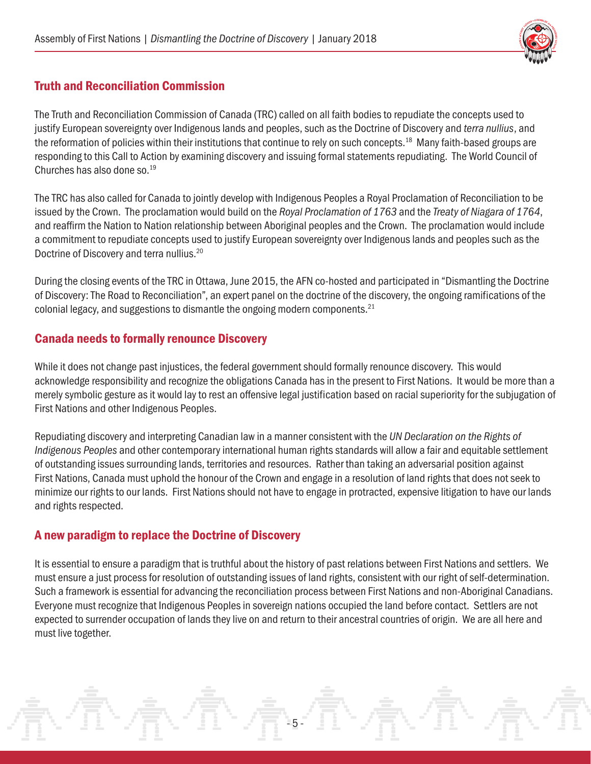## Truth and Reconciliation Commission

The Truth and Reconciliation Commission of Canada (TRC) called on all faith bodies to repudiate the concepts used to justify European sovereignty over Indigenous lands and peoples, such as the Doctrine of Discovery and *terra nullius*, and the reformation of policies within their institutions that continue to rely on such concepts.[18] Many faith-based groups are responding to this Call to Action by examining discovery and issuing formal statements repudiating. The World Council of Churches has also done so.[19]

The TRC has also called for Canada to jointly develop with Indigenous Peoples a Royal Proclamation of Reconciliation to be issued by the Crown. The proclamation would build on the *Royal Proclamation of 1763* and the *Treaty of Niagara of 1764*, and reaffirm the Nation to Nation relationship between Aboriginal peoples and the Crown. The proclamation would include a commitment to repudiate concepts used to justify European sovereignty over Indigenous lands and peoples such as the Doctrine of Discovery and terra nullius.[20]

During the closing events of the TRC in Ottawa, June 2015, the AFN co-hosted and participated in "Dismantling the Doctrine of Discovery: The Road to Reconciliation", an expert panel on the doctrine of the discovery, the ongoing ramifications of the colonial legacy, and suggestions to dismantle the ongoing modern components.[21]

## Canada needs to formally renounce Discovery

While it does not change past injustices, the federal government should formally renounce discovery. This would acknowledge responsibility and recognize the obligations Canada has in the present to First Nations. It would be more than a merely symbolic gesture as it would lay to rest an offensive legal justification based on racial superiority for the subjugation of First Nations and other Indigenous Peoples.

Repudiating discovery and interpreting Canadian law in a manner consistent with the *UN Declaration on the Rights of Indigenous Peoples* and other contemporary international human rights standards will allow a fair and equitable settlement of outstanding issues surrounding lands, territories and resources. Rather than taking an adversarial position against First Nations, Canada must uphold the honour of the Crown and engage in a resolution of land rights that does not seek to minimize our rights to our lands. First Nations should not have to engage in protracted, expensive litigation to have our lands and rights respected.

## A new paradigm to replace the Doctrine of Discovery

It is essential to ensure a paradigm that is truthful about the history of past relations between First Nations and settlers. We must ensure a just process for resolution of outstanding issues of land rights, consistent with our right of self-determination. Such a framework is essential for advancing the reconciliation process between First Nations and non-Aboriginal Canadians. Everyone must recognize that Indigenous Peoples in sovereign nations occupied the land before contact. Settlers are not expected to surrender occupation of lands they live on and return to their ancestral countries of origin. We are all here and must live together.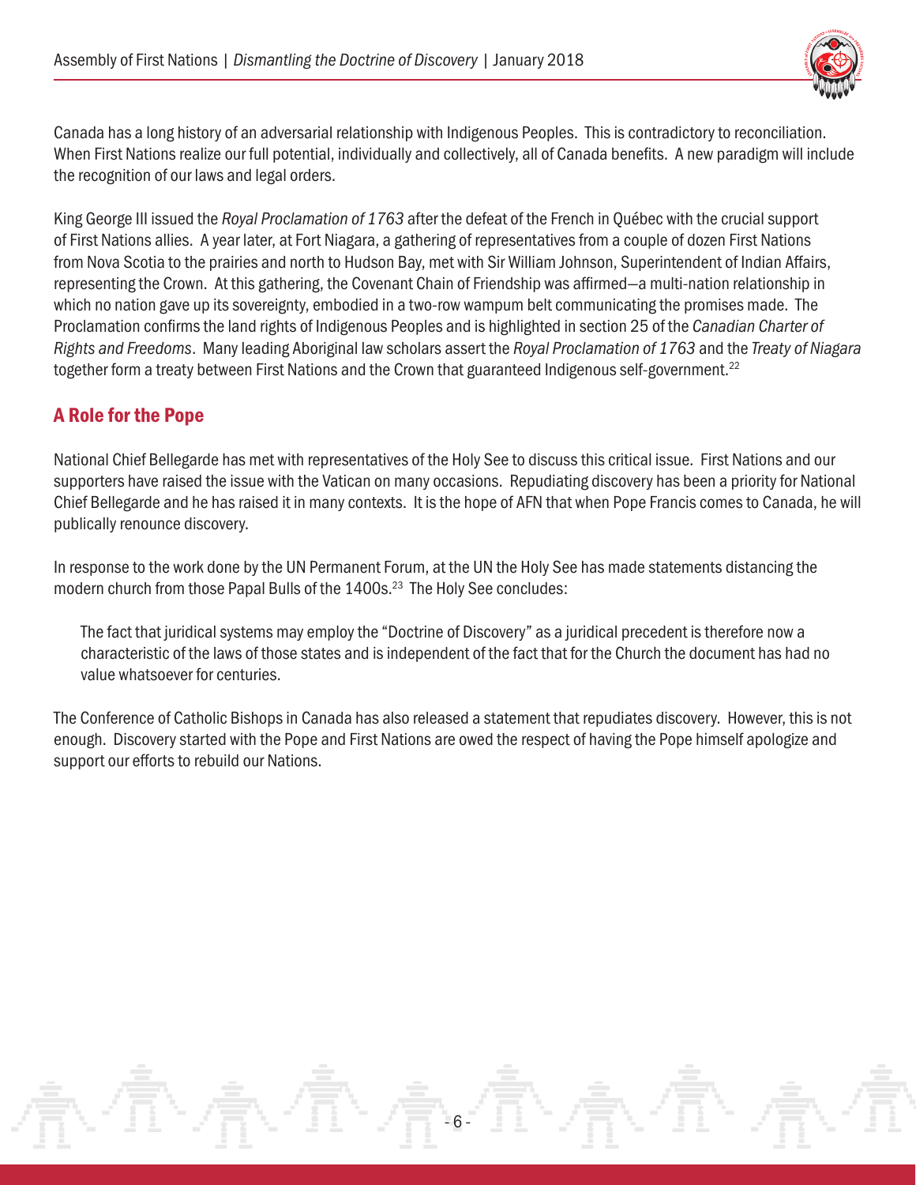Canada has a long history of an adversarial relationship with Indigenous Peoples. This is contradictory to reconciliation. When First Nations realize our full potential, individually and collectively, all of Canada benefits. A new paradigm will include the recognition of our laws and legal orders.

King George III issued the *Royal Proclamation of 1763* after the defeat of the French in Québec with the crucial support of First Nations allies. A year later, at Fort Niagara, a gathering of representatives from a couple of dozen First Nations from Nova Scotia to the prairies and north to Hudson Bay, met with Sir William Johnson, Superintendent of Indian Affairs, representing the Crown. At this gathering, the Covenant Chain of Friendship was affirmed—a multi-nation relationship in which no nation gave up its sovereignty, embodied in a two-row wampum belt communicating the promises made. The Proclamation confirms the land rights of Indigenous Peoples and is highlighted in section 25 of the *Canadian Charter of Rights and Freedoms*. Many leading Aboriginal law scholars assert the *Royal Proclamation of 1763* and the *Treaty of Niagara* together form a treaty between First Nations and the Crown that guaranteed Indigenous self-government.[22]

## A Role for the Pope

National Chief Bellegarde has met with representatives of the Holy See to discuss this critical issue. First Nations and our supporters have raised the issue with the Vatican on many occasions. Repudiating discovery has been a priority for National Chief Bellegarde and he has raised it in many contexts. It is the hope of AFN that when Pope Francis comes to Canada, he will publically renounce discovery.

In response to the work done by the UN Permanent Forum, at the UN the Holy See has made statements distancing the modern church from those Papal Bulls of the 1400s.[23] The Holy See concludes:

> The fact that juridical systems may employ the "Doctrine of Discovery" as a juridical precedent is therefore now a characteristic of the laws of those states and is independent of the fact that for the Church the document has had no value whatsoever for centuries.

The Conference of Catholic Bishops in Canada has also released a statement that repudiates discovery. However, this is not enough. Discovery started with the Pope and First Nations are owed the respect of having the Pope himself apologize and support our efforts to rebuild our Nations.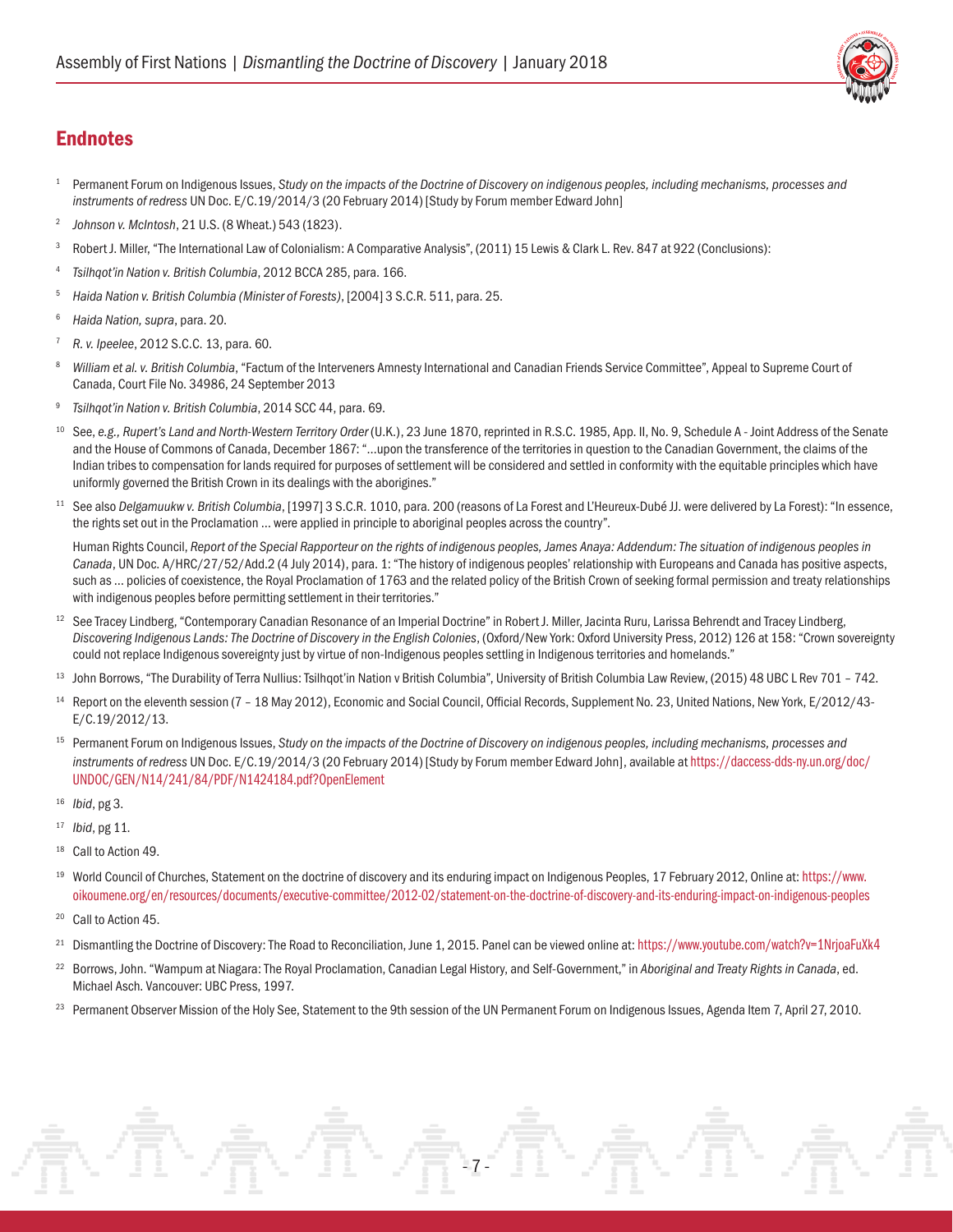## Endnotes

[1] Permanent Forum on Indigenous Issues, *Study on the impacts of the Doctrine of Discovery on indigenous peoples, including mechanisms, processes and instruments of redress* UN Doc. E/C.19/2014/3 (20 February 2014) [Study by Forum member Edward John]

[2] *Johnson v. McIntosh*, 21 U.S. (8 Wheat.) 543 (1823).

[3] Robert J. Miller, "The International Law of Colonialism: A Comparative Analysis", (2011) 15 Lewis & Clark L. Rev. 847 at 922 (Conclusions):

[4] *Tsilhqot'in Nation v. British Columbia*, 2012 BCCA 285, para. 166.

[5] *Haida Nation v. British Columbia (Minister of Forests)*, [2004] 3 S.C.R. 511, para. 25.

[6] *Haida Nation, supra*, para. 20.

[7] *R. v. Ipeelee*, 2012 S.C.C. 13, para. 60.

[8] *William et al. v. British Columbia*, "Factum of the Interveners Amnesty International and Canadian Friends Service Committee", Appeal to Supreme Court of Canada, Court File No. 34986, 24 September 2013

[9] *Tsilhqot'in Nation v. British Columbia*, 2014 SCC 44, para. 69.

[10] See, *e.g., Rupert's Land and North-Western Territory Order* (U.K.), 23 June 1870, reprinted in R.S.C. 1985, App. II, No. 9, Schedule A - Joint Address of the Senate and the House of Commons of Canada, December 1867: "…upon the transference of the territories in question to the Canadian Government, the claims of the Indian tribes to compensation for lands required for purposes of settlement will be considered and settled in conformity with the equitable principles which have uniformly governed the British Crown in its dealings with the aborigines."

[11] See also *Delgamuukw v. British Columbia*, [1997] 3 S.C.R. 1010, para. 200 (reasons of La Forest and L'Heureux-Dubé JJ. were delivered by La Forest): "In essence, the rights set out in the Proclamation … were applied in principle to aboriginal peoples across the country".

Human Rights Council, *Report of the Special Rapporteur on the rights of indigenous peoples, James Anaya: Addendum: The situation of indigenous peoples in Canada*, UN Doc. A/HRC/27/52/Add.2 (4 July 2014), para. 1: "The history of indigenous peoples' relationship with Europeans and Canada has positive aspects, such as … policies of coexistence, the Royal Proclamation of 1763 and the related policy of the British Crown of seeking formal permission and treaty relationships with indigenous peoples before permitting settlement in their territories."

[12] See Tracey Lindberg, "Contemporary Canadian Resonance of an Imperial Doctrine" in Robert J. Miller, Jacinta Ruru, Larissa Behrendt and Tracey Lindberg, *Discovering Indigenous Lands: The Doctrine of Discovery in the English Colonies*, (Oxford/New York: Oxford University Press, 2012) 126 at 158: "Crown sovereignty could not replace Indigenous sovereignty just by virtue of non-Indigenous peoples settling in Indigenous territories and homelands."

[13] John Borrows, "The Durability of Terra Nullius: Tsilhqot'in Nation v British Columbia", University of British Columbia Law Review, (2015) 48 UBC L Rev 701 – 742.

[14] Report on the eleventh session (7 – 18 May 2012), Economic and Social Council, Official Records, Supplement No. 23, United Nations, New York, E/2012/43-E/C.19/2012/13.

[15] Permanent Forum on Indigenous Issues, *Study on the impacts of the Doctrine of Discovery on indigenous peoples, including mechanisms, processes and instruments of redress* UN Doc. E/C.19/2014/3 (20 February 2014) [Study by Forum member Edward John], available at https://daccess-dds-ny.un.org/doc/UNDOC/GEN/N14/241/84/PDF/N1424184.pdf?OpenElement

[16] *Ibid*, pg 3.

[17] *Ibid*, pg 11.

[18] Call to Action 49.

[19] World Council of Churches, Statement on the doctrine of discovery and its enduring impact on Indigenous Peoples, 17 February 2012, Online at: https://www.oikoumene.org/en/resources/documents/executive-committee/2012-02/statement-on-the-doctrine-of-discovery-and-its-enduring-impact-on-indigenous-peoples

[20] Call to Action 45.

[21] Dismantling the Doctrine of Discovery: The Road to Reconciliation, June 1, 2015. Panel can be viewed online at: https://www.youtube.com/watch?v=1NrjoaFuXk4

[22] Borrows, John. "Wampum at Niagara: The Royal Proclamation, Canadian Legal History, and Self-Government," in *Aboriginal and Treaty Rights in Canada*, ed. Michael Asch. Vancouver: UBC Press, 1997.

[23] Permanent Observer Mission of the Holy See, Statement to the 9th session of the UN Permanent Forum on Indigenous Issues, Agenda Item 7, April 27, 2010.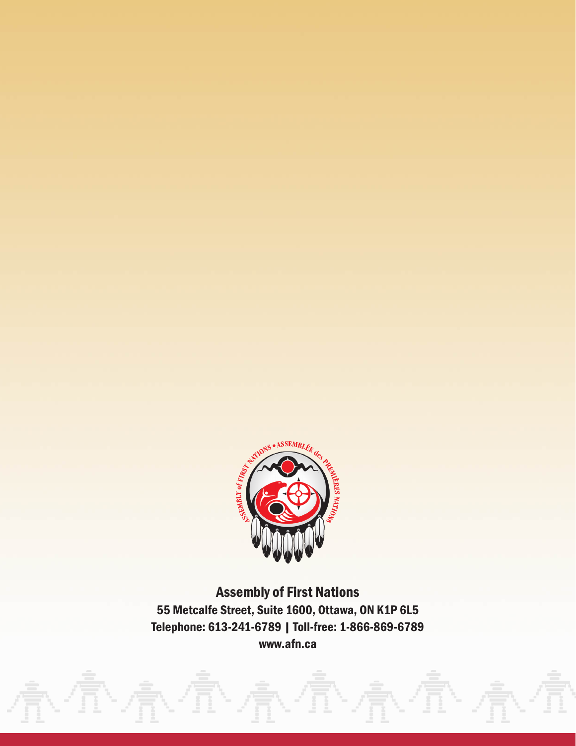**Assembly of First Nations**
55 Metcalfe Street, Suite 1600, Ottawa, ON K1P 6L5
Telephone: 613-241-6789 | Toll-free: 1-866-869-6789
www.afn.ca